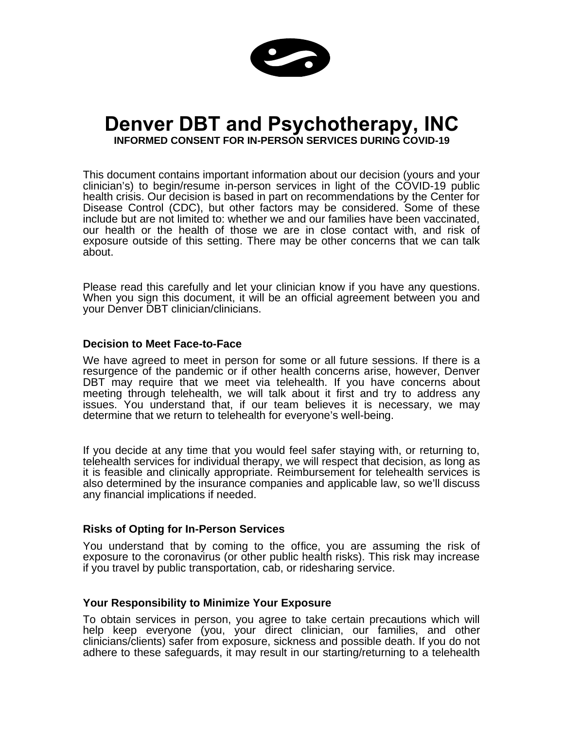# Denver DBT and Psychotherapy, INC

**INFORMED CONSENT FOR IN-PERSON SERVICES DURING COVID-19**

This document contains important information about our decision (yours and your clinician's) to begin/resume in-person services in light of the COVID-19 public health crisis. Our decision is based in part on recommendations by the Center for Disease Control (CDC), but other factors may be considered. Some of these include but are not limited to: whether we and our families have been vaccinated, our health or the health of those we are in close contact with, and risk of exposure outside of this setting. There may be other concerns that we can talk about.

Please read this carefully and let your clinician know if you have any questions. When you sign this document, it will be an official agreement between you and your Denver DBT clinician/clinicians.

### Decision to Meet Face-to-Face

We have agreed to meet in person for some or all future sessions. If there is a resurgence of the pandemic or if other health concerns arise, however, Denver DBT may require that we meet via telehealth. If you have concerns about meeting through telehealth, we will talk about it first and try to address any issues. You understand that, if our team believes it is necessary, we may determine that we return to telehealth for everyone's well-being.

If you decide at any time that you would feel safer staying with, or returning to, telehealth services for individual therapy, we will respect that decision, as long as it is feasible and clinically appropriate. Reimbursement for telehealth services is also determined by the insurance companies and applicable law, so we'll discuss any financial implications if needed.

### Risks of Opting for In-Person Services

You understand that by coming to the office, you are assuming the risk of exposure to the coronavirus (or other public health risks). This risk may increase if you travel by public transportation, cab, or ridesharing service.

### Your Responsibility to Minimize Your Exposure

To obtain services in person, you agree to take certain precautions which will help keep everyone (you, your direct clinician, our families, and other clinicians/clients) safer from exposure, sickness and possible death. If you do not adhere to these safeguards, it may result in our starting/returning to a telehealth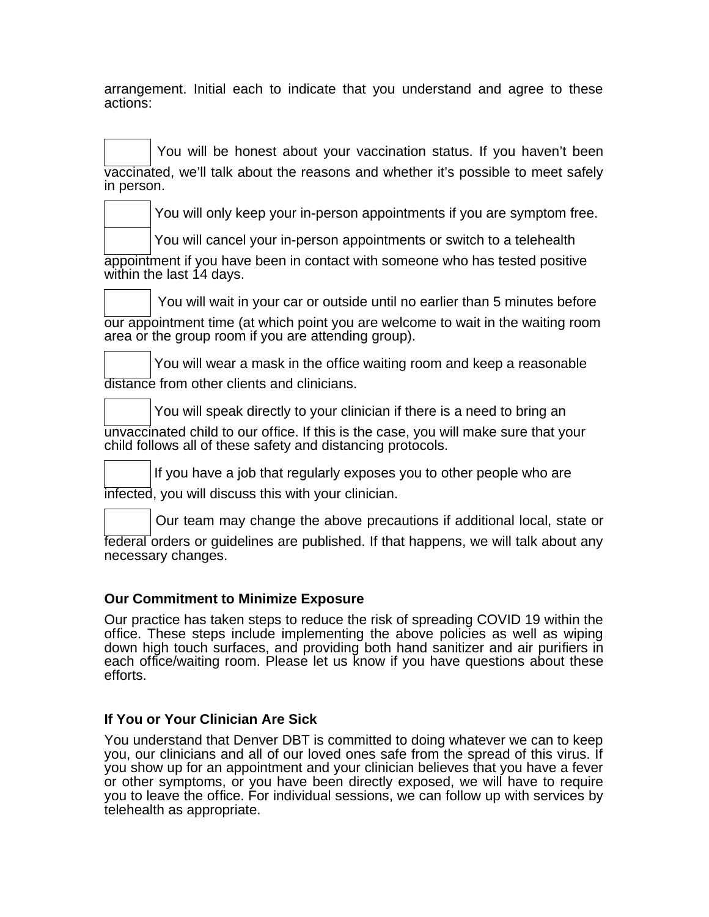arrangement. Initial each to indicate that you understand and agree to these actions:

☐ You will be honest about your vaccination status. If you haven't been vaccinated, we'll talk about the reasons and whether it's possible to meet safely in person.

☐ You will only keep your in-person appointments if you are symptom free.

☐ You will cancel your in-person appointments or switch to a telehealth appointment if you have been in contact with someone who has tested positive within the last 14 days.

☐ You will wait in your car or outside until no earlier than 5 minutes before our appointment time (at which point you are welcome to wait in the waiting room area or the group room if you are attending group).

☐ You will wear a mask in the office waiting room and keep a reasonable distance from other clients and clinicians.

☐ You will speak directly to your clinician if there is a need to bring an unvaccinated child to our office. If this is the case, you will make sure that your child follows all of these safety and distancing protocols.

☐ If you have a job that regularly exposes you to other people who are infected, you will discuss this with your clinician.

☐ Our team may change the above precautions if additional local, state or federal orders or guidelines are published. If that happens, we will talk about any necessary changes.

**Our Commitment to Minimize Exposure**

Our practice has taken steps to reduce the risk of spreading COVID 19 within the office. These steps include implementing the above policies as well as wiping down high touch surfaces, and providing both hand sanitizer and air purifiers in each office/waiting room. Please let us know if you have questions about these efforts.

**If You or Your Clinician Are Sick**

You understand that Denver DBT is committed to doing whatever we can to keep you, our clinicians and all of our loved ones safe from the spread of this virus. If you show up for an appointment and your clinician believes that you have a fever or other symptoms, or you have been directly exposed, we will have to require you to leave the office. For individual sessions, we can follow up with services by telehealth as appropriate.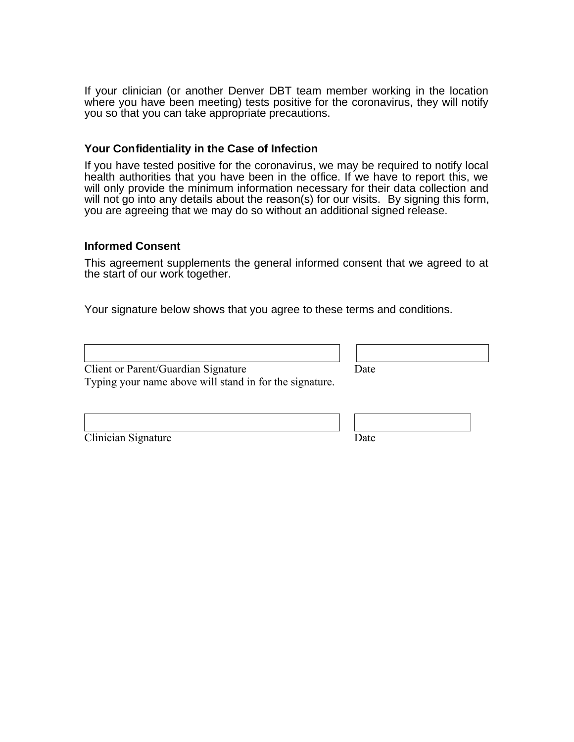If your clinician (or another Denver DBT team member working in the location where you have been meeting) tests positive for the coronavirus, they will notify you so that you can take appropriate precautions.

### Your Confidentiality in the Case of Infection

If you have tested positive for the coronavirus, we may be required to notify local health authorities that you have been in the office. If we have to report this, we will only provide the minimum information necessary for their data collection and will not go into any details about the reason(s) for our visits. By signing this form, you are agreeing that we may do so without an additional signed release.

### Informed Consent

This agreement supplements the general informed consent that we agreed to at the start of our work together.

Your signature below shows that you agree to these terms and conditions.

Client or Parent/Guardian Signature

Typing your name above will stand in for the signature.

Date

Clinician Signature

Date